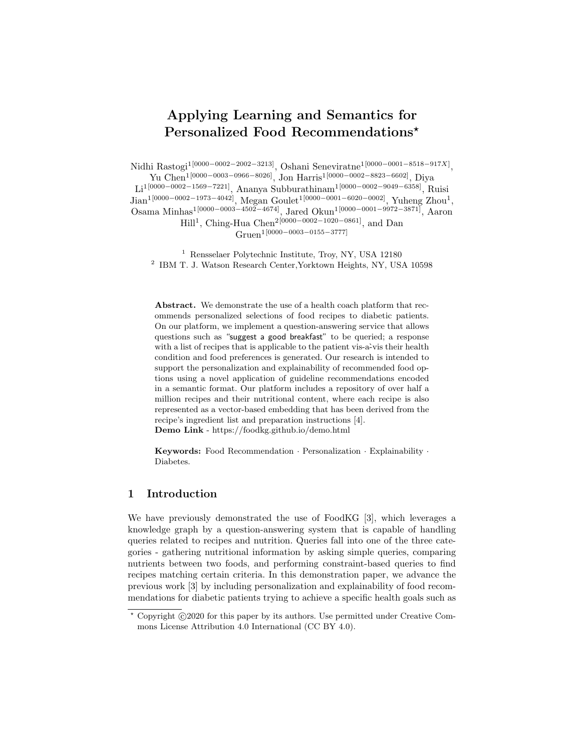# Applying Learning and Semantics for Personalized Food Recommendations*

Nidhi Rastogi[1][0000−0002−2002−3213], Oshani Seneviratne[1][0000−0001−8518−917X], Yu Chen[1][0000−0003−0966−8026], Jon Harris[1][0000−0002−8823−6602], Diya Li[1][0000−0002−1569−7221], Ananya Subburathinam[1][0000−0002−9049−6358], Ruisi Jian[1][0000−0002−1973−4042], Megan Goulet[1][0000−0001−6020−0002], Yuheng Zhou[1], Osama Minhas[1][0000−0003−4502−4674], Jared Okun[1][0000−0001−9972−3871], Aaron Hill[1], Ching-Hua Chen[2][0000−0002−1020−0861], and Dan Gruen[1][0000−0003−0155−3777]

[1] Rensselaer Polytechnic Institute, Troy, NY, USA 12180
[2] IBM T. J. Watson Research Center,Yorktown Heights, NY, USA 10598

**Abstract.** We demonstrate the use of a health coach platform that recommends personalized selections of food recipes to diabetic patients. On our platform, we implement a question-answering service that allows questions such as "suggest a good breakfast" to be queried; a response with a list of recipes that is applicable to the patient vis-a-vis their health condition and food preferences is generated. Our research is intended to support the personalization and explainability of recommended food options using a novel application of guideline recommendations encoded in a semantic format. Our platform includes a repository of over half a million recipes and their nutritional content, where each recipe is also represented as a vector-based embedding that has been derived from the recipe's ingredient list and preparation instructions [4].
**Demo Link** - https://foodkg.github.io/demo.html

**Keywords:** Food Recommendation · Personalization · Explainability · Diabetes.

## 1 Introduction

We have previously demonstrated the use of FoodKG [3], which leverages a knowledge graph by a question-answering system that is capable of handling queries related to recipes and nutrition. Queries fall into one of the three categories - gathering nutritional information by asking simple queries, comparing nutrients between two foods, and performing constraint-based queries to find recipes matching certain criteria. In this demonstration paper, we advance the previous work [3] by including personalization and explainability of food recommendations for diabetic patients trying to achieve a specific health goals such as

* Copyright ©2020 for this paper by its authors. Use permitted under Creative Commons License Attribution 4.0 International (CC BY 4.0).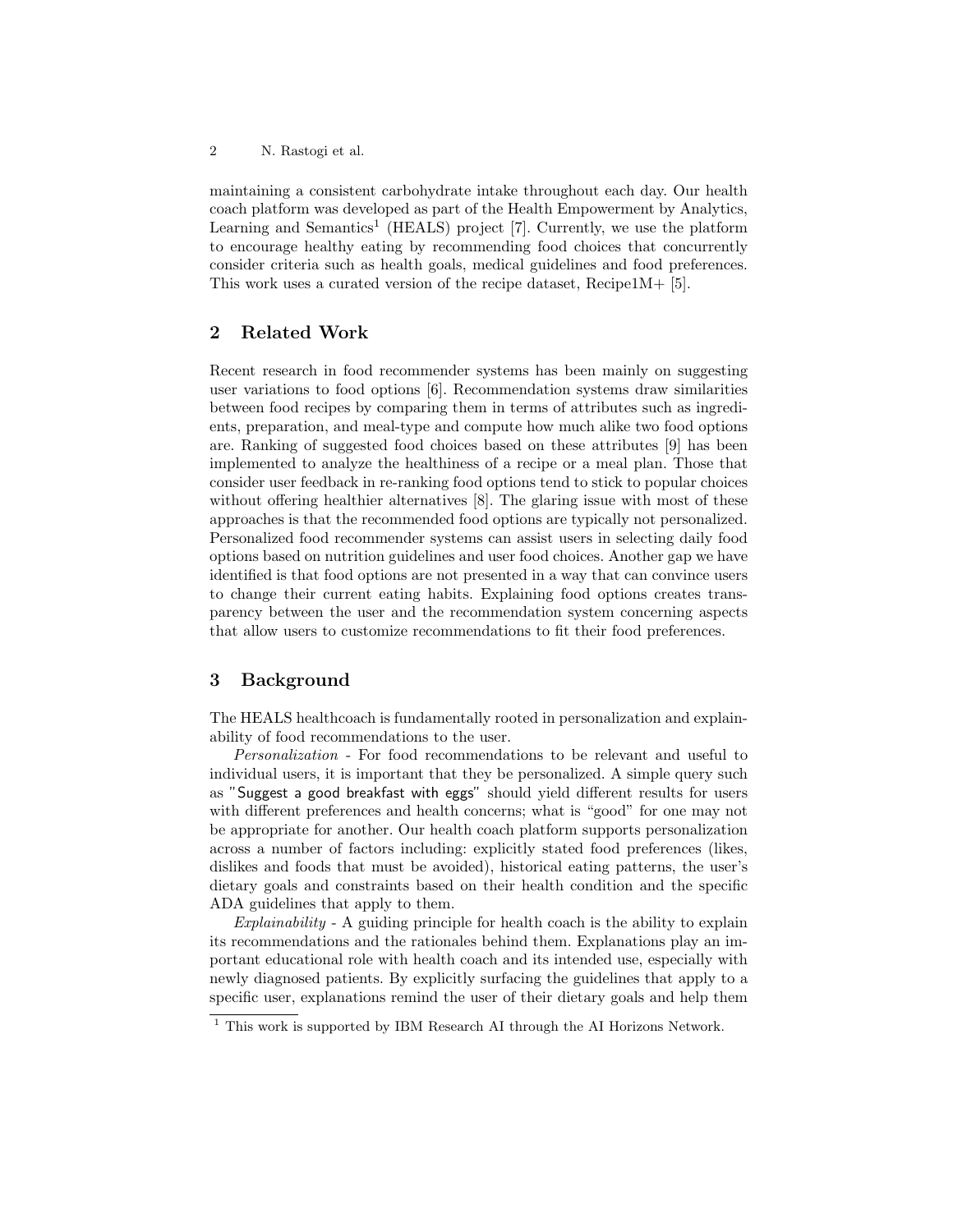maintaining a consistent carbohydrate intake throughout each day. Our health coach platform was developed as part of the Health Empowerment by Analytics, Learning and Semantics[1] (HEALS) project [7]. Currently, we use the platform to encourage healthy eating by recommending food choices that concurrently consider criteria such as health goals, medical guidelines and food preferences. This work uses a curated version of the recipe dataset, Recipe1M+ [5].

## 2 Related Work

Recent research in food recommender systems has been mainly on suggesting user variations to food options [6]. Recommendation systems draw similarities between food recipes by comparing them in terms of attributes such as ingredients, preparation, and meal-type and compute how much alike two food options are. Ranking of suggested food choices based on these attributes [9] has been implemented to analyze the healthiness of a recipe or a meal plan. Those that consider user feedback in re-ranking food options tend to stick to popular choices without offering healthier alternatives [8]. The glaring issue with most of these approaches is that the recommended food options are typically not personalized. Personalized food recommender systems can assist users in selecting daily food options based on nutrition guidelines and user food choices. Another gap we have identified is that food options are not presented in a way that can convince users to change their current eating habits. Explaining food options creates transparency between the user and the recommendation system concerning aspects that allow users to customize recommendations to fit their food preferences.

## 3 Background

The HEALS healthcoach is fundamentally rooted in personalization and explainability of food recommendations to the user.

*Personalization* - For food recommendations to be relevant and useful to individual users, it is important that they be personalized. A simple query such as "Suggest a good breakfast with eggs" should yield different results for users with different preferences and health concerns; what is "good" for one may not be appropriate for another. Our health coach platform supports personalization across a number of factors including: explicitly stated food preferences (likes, dislikes and foods that must be avoided), historical eating patterns, the user's dietary goals and constraints based on their health condition and the specific ADA guidelines that apply to them.

*Explainability* - A guiding principle for health coach is the ability to explain its recommendations and the rationales behind them. Explanations play an important educational role with health coach and its intended use, especially with newly diagnosed patients. By explicitly surfacing the guidelines that apply to a specific user, explanations remind the user of their dietary goals and help them

[1] This work is supported by IBM Research AI through the AI Horizons Network.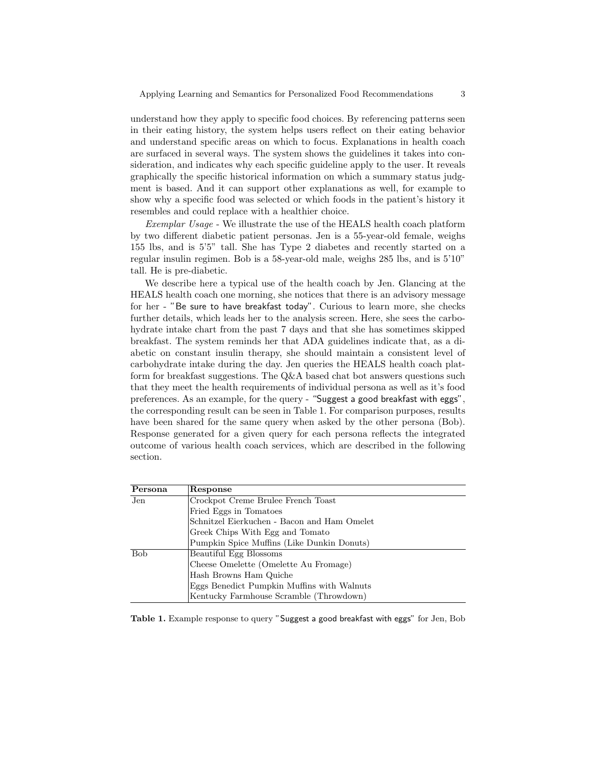understand how they apply to specific food choices. By referencing patterns seen in their eating history, the system helps users reflect on their eating behavior and understand specific areas on which to focus. Explanations in health coach are surfaced in several ways. The system shows the guidelines it takes into consideration, and indicates why each specific guideline apply to the user. It reveals graphically the specific historical information on which a summary status judgment is based. And it can support other explanations as well, for example to show why a specific food was selected or which foods in the patient's history it resembles and could replace with a healthier choice.

*Exemplar Usage* - We illustrate the use of the HEALS health coach platform by two different diabetic patient personas. Jen is a 55-year-old female, weighs 155 lbs, and is 5'5" tall. She has Type 2 diabetes and recently started on a regular insulin regimen. Bob is a 58-year-old male, weighs 285 lbs, and is 5'10" tall. He is pre-diabetic.

We describe here a typical use of the health coach by Jen. Glancing at the HEALS health coach one morning, she notices that there is an advisory message for her - "Be sure to have breakfast today". Curious to learn more, she checks further details, which leads her to the analysis screen. Here, she sees the carbohydrate intake chart from the past 7 days and that she has sometimes skipped breakfast. The system reminds her that ADA guidelines indicate that, as a diabetic on constant insulin therapy, she should maintain a consistent level of carbohydrate intake during the day. Jen queries the HEALS health coach platform for breakfast suggestions. The Q&A based chat bot answers questions such that they meet the health requirements of individual persona as well as it's food preferences. As an example, for the query - "Suggest a good breakfast with eggs", the corresponding result can be seen in Table 1. For comparison purposes, results have been shared for the same query when asked by the other persona (Bob). Response generated for a given query for each persona reflects the integrated outcome of various health coach services, which are described in the following section.

| Persona | Response |
|---|---|
| Jen | Crockpot Creme Brulee French Toast |
| | Fried Eggs in Tomatoes |
| | Schnitzel Eierkuchen - Bacon and Ham Omelet |
| | Greek Chips With Egg and Tomato |
| | Pumpkin Spice Muffins (Like Dunkin Donuts) |
| Bob | Beautiful Egg Blossoms |
| | Cheese Omelette (Omelette Au Fromage) |
| | Hash Browns Ham Quiche |
| | Eggs Benedict Pumpkin Muffins with Walnuts |
| | Kentucky Farmhouse Scramble (Throwdown) |

**Table 1.** Example response to query "Suggest a good breakfast with eggs" for Jen, Bob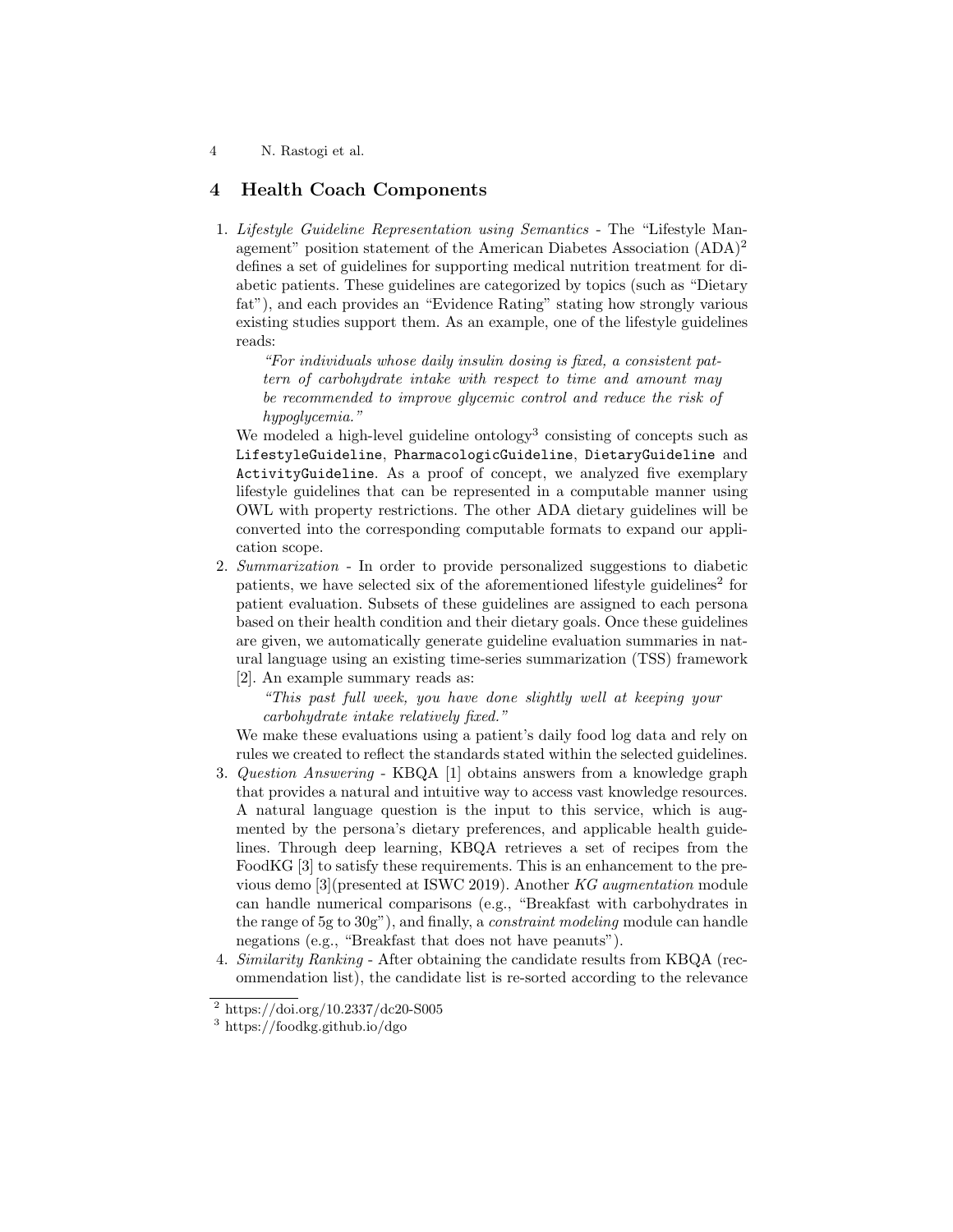## 4 Health Coach Components

1. *Lifestyle Guideline Representation using Semantics* - The "Lifestyle Management" position statement of the American Diabetes Association (ADA)[2] defines a set of guidelines for supporting medical nutrition treatment for diabetic patients. These guidelines are categorized by topics (such as "Dietary fat"), and each provides an "Evidence Rating" stating how strongly various existing studies support them. As an example, one of the lifestyle guidelines reads:

   *"For individuals whose daily insulin dosing is fixed, a consistent pattern of carbohydrate intake with respect to time and amount may be recommended to improve glycemic control and reduce the risk of hypoglycemia."*

   We modeled a high-level guideline ontology[3] consisting of concepts such as `LifestyleGuideline`, `PharmacologicGuideline`, `DietaryGuideline` and `ActivityGuideline`. As a proof of concept, we analyzed five exemplary lifestyle guidelines that can be represented in a computable manner using OWL with property restrictions. The other ADA dietary guidelines will be converted into the corresponding computable formats to expand our application scope.

2. *Summarization* - In order to provide personalized suggestions to diabetic patients, we have selected six of the aforementioned lifestyle guidelines[2] for patient evaluation. Subsets of these guidelines are assigned to each persona based on their health condition and their dietary goals. Once these guidelines are given, we automatically generate guideline evaluation summaries in natural language using an existing time-series summarization (TSS) framework [2]. An example summary reads as:

   *"This past full week, you have done slightly well at keeping your carbohydrate intake relatively fixed."*

   We make these evaluations using a patient's daily food log data and rely on rules we created to reflect the standards stated within the selected guidelines.

3. *Question Answering* - KBQA [1] obtains answers from a knowledge graph that provides a natural and intuitive way to access vast knowledge resources. A natural language question is the input to this service, which is augmented by the persona's dietary preferences, and applicable health guidelines. Through deep learning, KBQA retrieves a set of recipes from the FoodKG [3] to satisfy these requirements. This is an enhancement to the previous demo [3](presented at ISWC 2019). Another *KG augmentation* module can handle numerical comparisons (e.g., "Breakfast with carbohydrates in the range of 5g to 30g"), and finally, a *constraint modeling* module can handle negations (e.g., "Breakfast that does not have peanuts").

4. *Similarity Ranking* - After obtaining the candidate results from KBQA (recommendation list), the candidate list is re-sorted according to the relevance

[2] https://doi.org/10.2337/dc20-S005

[3] https://foodkg.github.io/dgo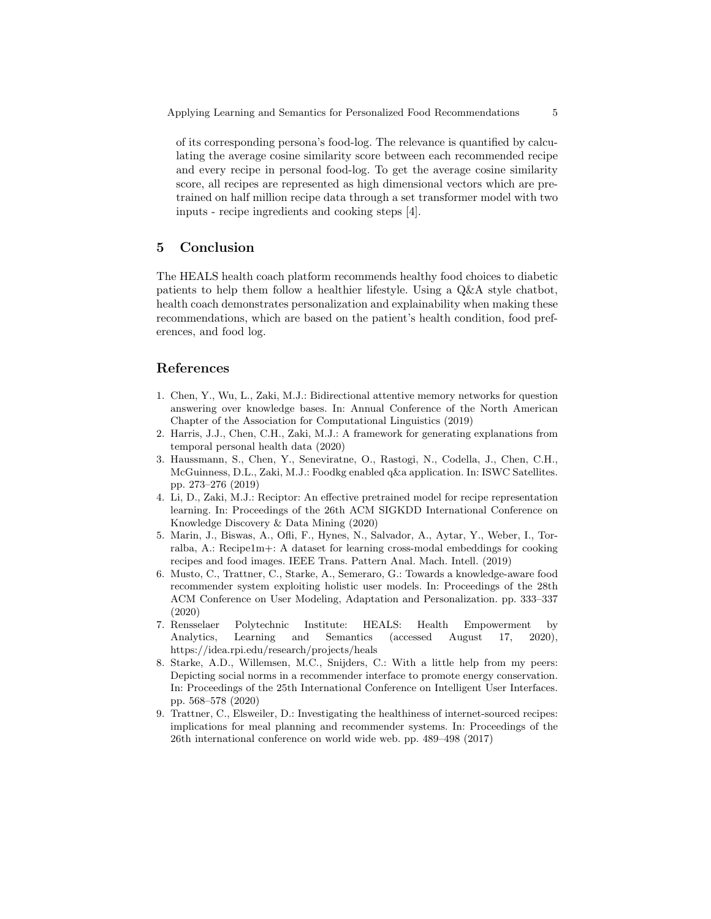of its corresponding persona's food-log. The relevance is quantified by calculating the average cosine similarity score between each recommended recipe and every recipe in personal food-log. To get the average cosine similarity score, all recipes are represented as high dimensional vectors which are pretrained on half million recipe data through a set transformer model with two inputs - recipe ingredients and cooking steps [4].

## 5 Conclusion

The HEALS health coach platform recommends healthy food choices to diabetic patients to help them follow a healthier lifestyle. Using a Q&A style chatbot, health coach demonstrates personalization and explainability when making these recommendations, which are based on the patient's health condition, food preferences, and food log.

## References

1. Chen, Y., Wu, L., Zaki, M.J.: Bidirectional attentive memory networks for question answering over knowledge bases. In: Annual Conference of the North American Chapter of the Association for Computational Linguistics (2019)
2. Harris, J.J., Chen, C.H., Zaki, M.J.: A framework for generating explanations from temporal personal health data (2020)
3. Haussmann, S., Chen, Y., Seneviratne, O., Rastogi, N., Codella, J., Chen, C.H., McGuinness, D.L., Zaki, M.J.: Foodkg enabled q&a application. In: ISWC Satellites. pp. 273–276 (2019)
4. Li, D., Zaki, M.J.: Reciptor: An effective pretrained model for recipe representation learning. In: Proceedings of the 26th ACM SIGKDD International Conference on Knowledge Discovery & Data Mining (2020)
5. Marin, J., Biswas, A., Ofli, F., Hynes, N., Salvador, A., Aytar, Y., Weber, I., Torralba, A.: Recipe1m+: A dataset for learning cross-modal embeddings for cooking recipes and food images. IEEE Trans. Pattern Anal. Mach. Intell. (2019)
6. Musto, C., Trattner, C., Starke, A., Semeraro, G.: Towards a knowledge-aware food recommender system exploiting holistic user models. In: Proceedings of the 28th ACM Conference on User Modeling, Adaptation and Personalization. pp. 333–337 (2020)
7. Rensselaer Polytechnic Institute: HEALS: Health Empowerment by Analytics, Learning and Semantics (accessed August 17, 2020), https://idea.rpi.edu/research/projects/heals
8. Starke, A.D., Willemsen, M.C., Snijders, C.: With a little help from my peers: Depicting social norms in a recommender interface to promote energy conservation. In: Proceedings of the 25th International Conference on Intelligent User Interfaces. pp. 568–578 (2020)
9. Trattner, C., Elsweiler, D.: Investigating the healthiness of internet-sourced recipes: implications for meal planning and recommender systems. In: Proceedings of the 26th international conference on world wide web. pp. 489–498 (2017)